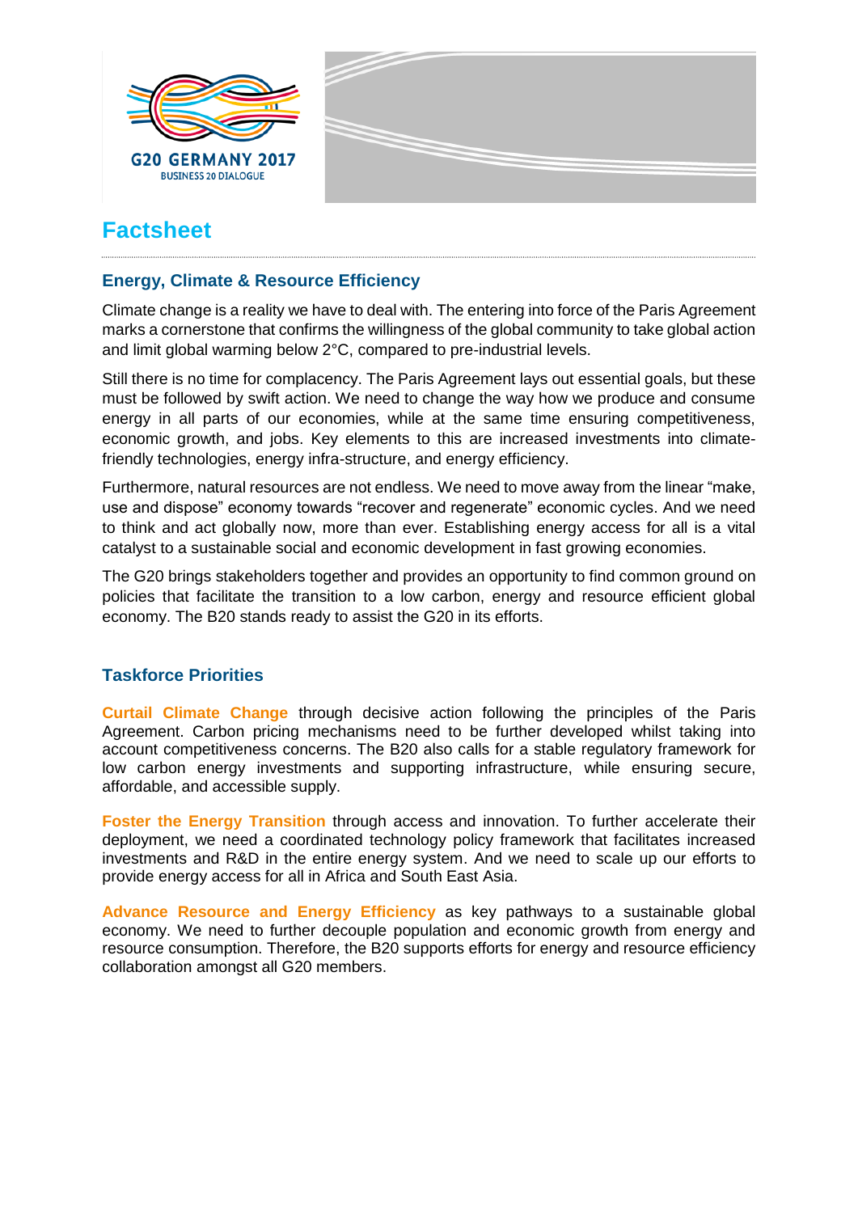G20 GERMANY 2017
BUSINESS 20 DIALOGUE

# Factsheet

## Energy, Climate & Resource Efficiency

Climate change is a reality we have to deal with. The entering into force of the Paris Agreement marks a cornerstone that confirms the willingness of the global community to take global action and limit global warming below 2°C, compared to pre-industrial levels.

Still there is no time for complacency. The Paris Agreement lays out essential goals, but these must be followed by swift action. We need to change the way how we produce and consume energy in all parts of our economies, while at the same time ensuring competitiveness, economic growth, and jobs. Key elements to this are increased investments into climate-friendly technologies, energy infra-structure, and energy efficiency.

Furthermore, natural resources are not endless. We need to move away from the linear "make, use and dispose" economy towards "recover and regenerate" economic cycles. And we need to think and act globally now, more than ever. Establishing energy access for all is a vital catalyst to a sustainable social and economic development in fast growing economies.

The G20 brings stakeholders together and provides an opportunity to find common ground on policies that facilitate the transition to a low carbon, energy and resource efficient global economy. The B20 stands ready to assist the G20 in its efforts.

## Taskforce Priorities

**Curtail Climate Change** through decisive action following the principles of the Paris Agreement. Carbon pricing mechanisms need to be further developed whilst taking into account competitiveness concerns. The B20 also calls for a stable regulatory framework for low carbon energy investments and supporting infrastructure, while ensuring secure, affordable, and accessible supply.

**Foster the Energy Transition** through access and innovation. To further accelerate their deployment, we need a coordinated technology policy framework that facilitates increased investments and R&D in the entire energy system. And we need to scale up our efforts to provide energy access for all in Africa and South East Asia.

**Advance Resource and Energy Efficiency** as key pathways to a sustainable global economy. We need to further decouple population and economic growth from energy and resource consumption. Therefore, the B20 supports efforts for energy and resource efficiency collaboration amongst all G20 members.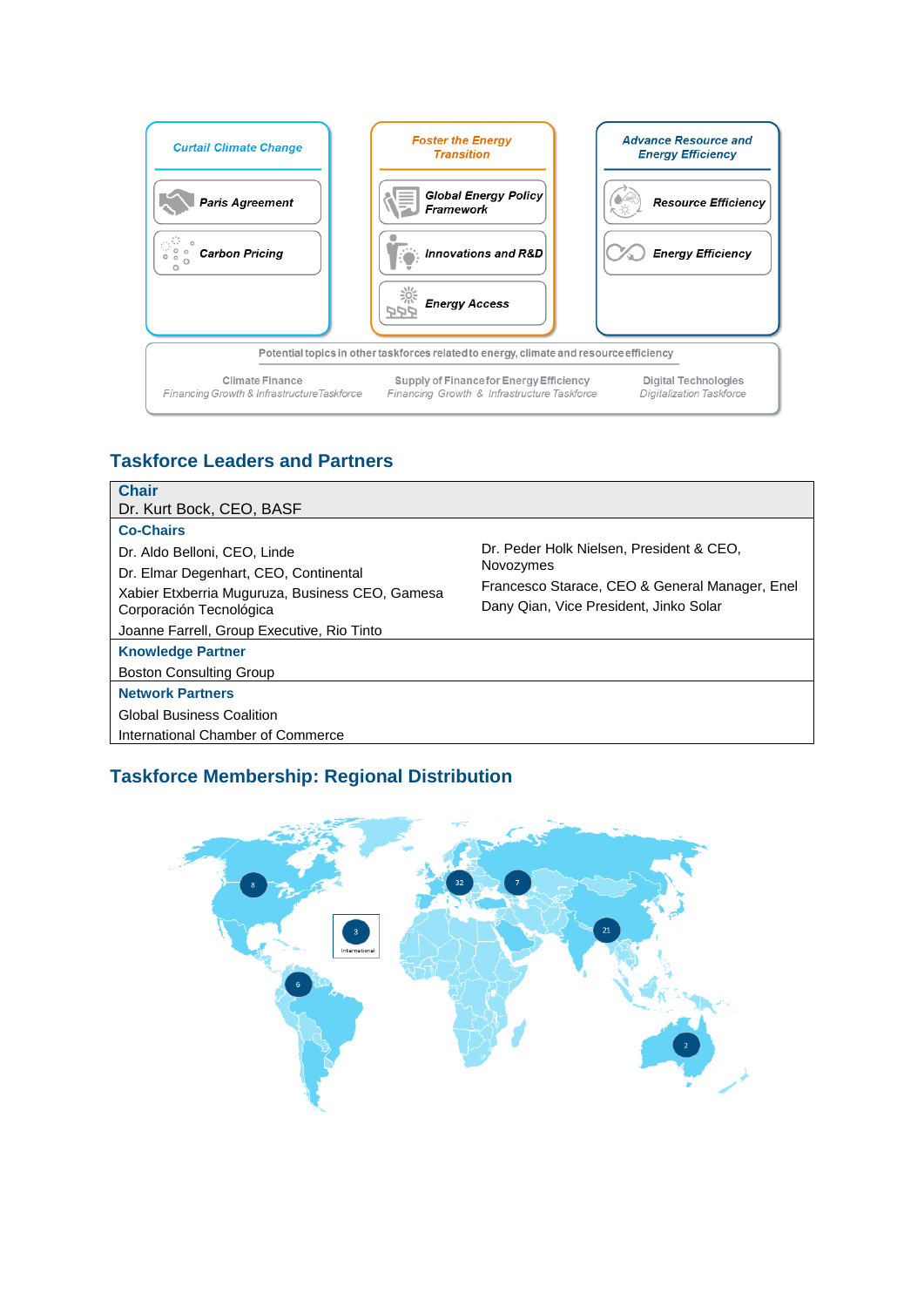Curtail Climate Change

Paris Agreement

Carbon Pricing

Foster the Energy Transition

Global Energy Policy Framework

Innovations and R&D

Energy Access

Advance Resource and Energy Efficiency

Resource Efficiency

Energy Efficiency

Potential topics in other taskforces related to energy, climate and resource efficiency

Climate Finance
*Financing Growth & Infrastructure Taskforce*

Supply of Finance for Energy Efficiency
*Financing Growth & Infrastructure Taskforce*

Digital Technologies
*Digitalization Taskforce*

## Taskforce Leaders and Partners

**Chair**
Dr. Kurt Bock, CEO, BASF

**Co-Chairs**

Dr. Aldo Belloni, CEO, Linde

Dr. Elmar Degenhart, CEO, Continental

Xabier Etxberria Muguruza, Business CEO, Gamesa Corporación Tecnológica

Joanne Farrell, Group Executive, Rio Tinto

Dr. Peder Holk Nielsen, President & CEO, Novozymes

Francesco Starace, CEO & General Manager, Enel

Dany Qian, Vice President, Jinko Solar

**Knowledge Partner**

Boston Consulting Group

**Network Partners**

Global Business Coalition

International Chamber of Commerce

## Taskforce Membership: Regional Distribution

8

3
International

32

7

21

6

2